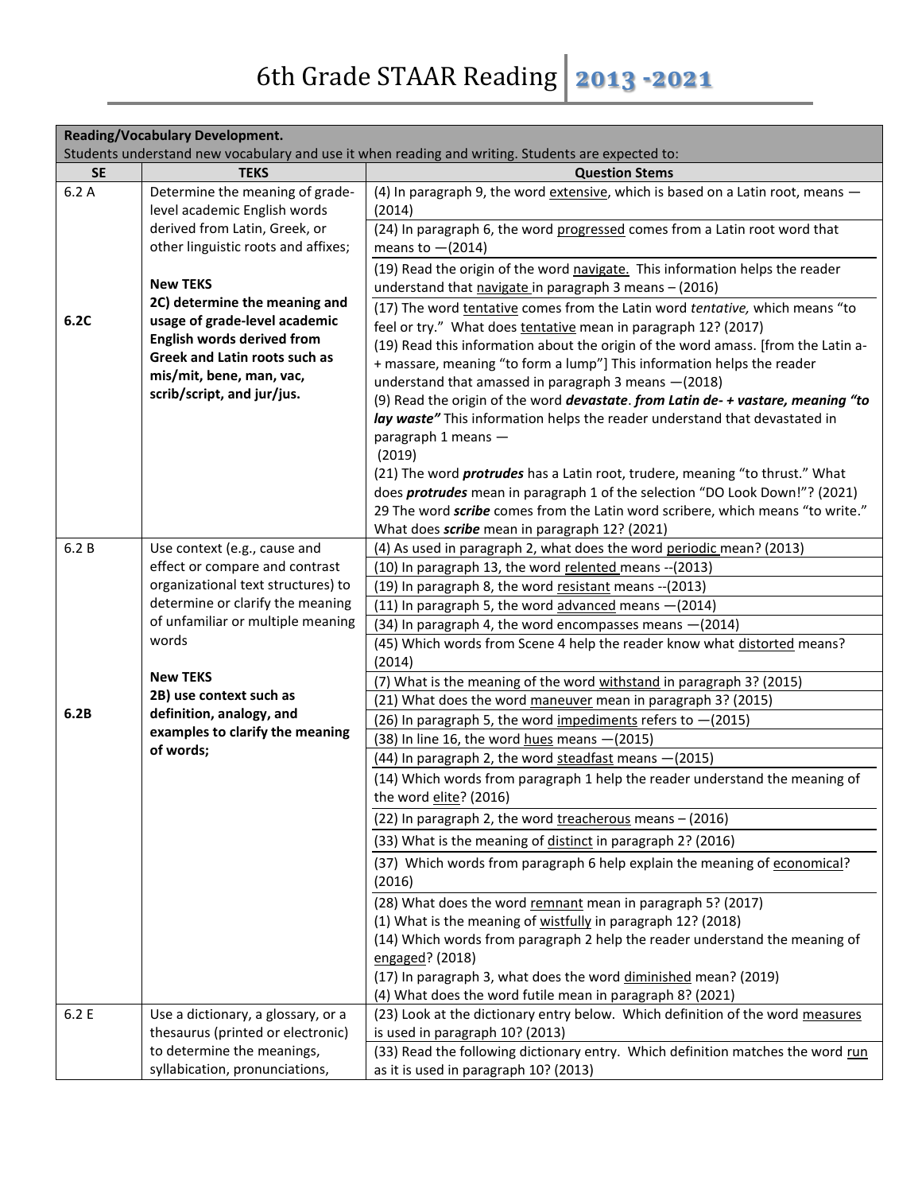# 6th Grade STAAR Reading 2013 -2021

| Reading/Vocabulary Development. Students understand new vocabulary and use it when reading and writing. Students are expected to: | | |
|---|---|---|
| **SE** | **TEKS** | **Question Stems** |
| 6.2 A<br><br>**6.2C** | Determine the meaning of grade-level academic English words derived from Latin, Greek, or other linguistic roots and affixes;<br><br>**New TEKS**<br>**2C) determine the meaning and usage of grade-level academic English words derived from Greek and Latin roots such as mis/mit, bene, man, vac, scrib/script, and jur/jus.** | (4) In paragraph 9, the word extensive, which is based on a Latin root, means —(2014) |
| | | (24) In paragraph 6, the word progressed comes from a Latin root word that means to —(2014) |
| | | (19) Read the origin of the word navigate. This information helps the reader understand that navigate in paragraph 3 means – (2016) |
| | | (17) The word tentative comes from the Latin word *tentative,* which means "to feel or try." What does tentative mean in paragraph 12? (2017)<br>(19) Read this information about the origin of the word amass. [from the Latin a- + massare, meaning "to form a lump"] This information helps the reader understand that amassed in paragraph 3 means —(2018)<br>(9) Read the origin of the word ***devastate***. ***from Latin de- + vastare, meaning "to lay waste"*** This information helps the reader understand that devastated in paragraph 1 means —<br>(2019)<br>(21) The word ***protrudes*** has a Latin root, trudere, meaning "to thrust." What does ***protrudes*** mean in paragraph 1 of the selection "DO Look Down!"? (2021)<br>29 The word ***scribe*** comes from the Latin word scribere, which means "to write." What does ***scribe*** mean in paragraph 12? (2021) |
| 6.2 B<br><br>**6.2B** | Use context (e.g., cause and effect or compare and contrast organizational text structures) to determine or clarify the meaning of unfamiliar or multiple meaning words<br><br>**New TEKS**<br>**2B) use context such as definition, analogy, and examples to clarify the meaning of words;** | (4) As used in paragraph 2, what does the word periodic mean? (2013) |
| | | (10) In paragraph 13, the word relented means --(2013) |
| | | (19) In paragraph 8, the word resistant means --(2013) |
| | | (11) In paragraph 5, the word advanced means —(2014) |
| | | (34) In paragraph 4, the word encompasses means —(2014) |
| | | (45) Which words from Scene 4 help the reader know what distorted means? (2014) |
| | | (7) What is the meaning of the word withstand in paragraph 3? (2015) |
| | | (21) What does the word maneuver mean in paragraph 3? (2015) |
| | | (26) In paragraph 5, the word impediments refers to —(2015) |
| | | (38) In line 16, the word hues means —(2015) |
| | | (44) In paragraph 2, the word steadfast means —(2015) |
| | | (14) Which words from paragraph 1 help the reader understand the meaning of the word elite? (2016) |
| | | (22) In paragraph 2, the word treacherous means – (2016) |
| | | (33) What is the meaning of distinct in paragraph 2? (2016) |
| | | (37) Which words from paragraph 6 help explain the meaning of economical? (2016) |
| | | (28) What does the word remnant mean in paragraph 5? (2017)<br>(1) What is the meaning of wistfully in paragraph 12? (2018)<br>(14) Which words from paragraph 2 help the reader understand the meaning of engaged? (2018)<br>(17) In paragraph 3, what does the word diminished mean? (2019)<br>(4) What does the word futile mean in paragraph 8? (2021) |
| 6.2 E | Use a dictionary, a glossary, or a thesaurus (printed or electronic) to determine the meanings, syllabication, pronunciations, | (23) Look at the dictionary entry below. Which definition of the word measures is used in paragraph 10? (2013) |
| | | (33) Read the following dictionary entry. Which definition matches the word run as it is used in paragraph 10? (2013) |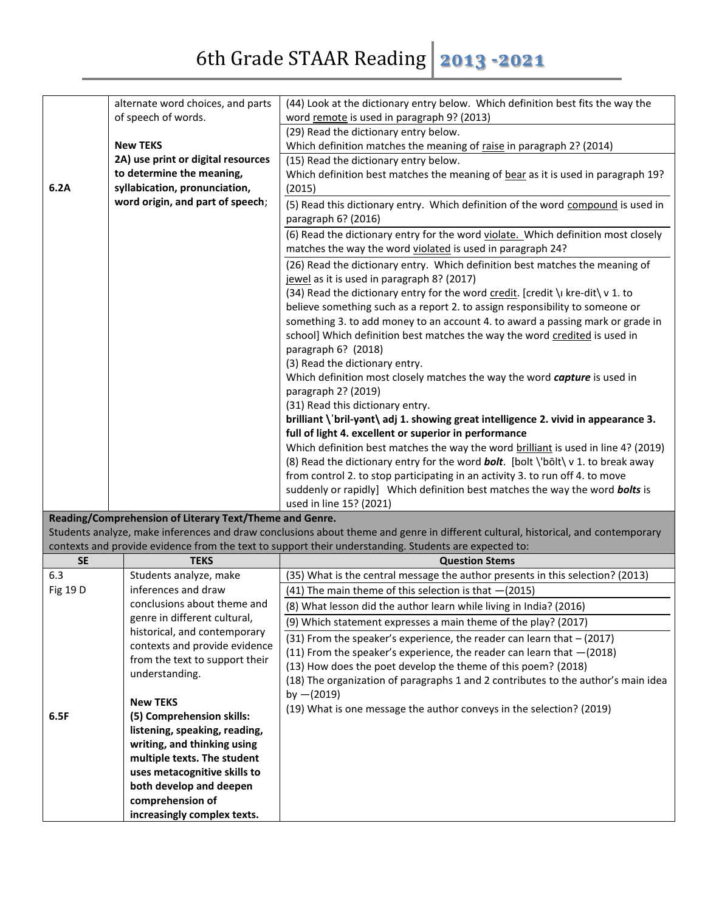# 6th Grade STAAR Reading 2013 -2021

| | | |
|---|---|---|
| 6.2A | alternate word choices, and parts of speech of words.<br><br>**New TEKS**<br>**2A) use print or digital resources to determine the meaning, syllabication, pronunciation, word origin, and part of speech**; | (44) Look at the dictionary entry below. Which definition best fits the way the word remote is used in paragraph 9? (2013)<br>(29) Read the dictionary entry below. Which definition matches the meaning of raise in paragraph 2? (2014)<br>(15) Read the dictionary entry below. Which definition best matches the meaning of bear as it is used in paragraph 19? (2015)<br>(5) Read this dictionary entry. Which definition of the word compound is used in paragraph 6? (2016)<br>(6) Read the dictionary entry for the word violate. Which definition most closely matches the way the word violated is used in paragraph 24?<br>(26) Read the dictionary entry. Which definition best matches the meaning of jewel as it is used in paragraph 8? (2017)<br>(34) Read the dictionary entry for the word credit. [credit \ı kre-dit\ v 1. to believe something such as a report 2. to assign responsibility to someone or something 3. to add money to an account 4. to award a passing mark or grade in school] Which definition best matches the way the word credited is used in paragraph 6? (2018)<br>(3) Read the dictionary entry. Which definition most closely matches the way the word ***capture*** is used in paragraph 2? (2019)<br>(31) Read this dictionary entry.<br>**brilliant \ˈbril-yənt\ adj 1. showing great intelligence 2. vivid in appearance 3. full of light 4. excellent or superior in performance**<br>Which definition best matches the way the word brilliant is used in line 4? (2019)<br>(8) Read the dictionary entry for the word ***bolt***. [bolt \'bōlt\ v 1. to break away from control 2. to stop participating in an activity 3. to run off 4. to move suddenly or rapidly] Which definition best matches the way the word ***bolts*** is used in line 15? (2021) |

**Reading/Comprehension of Literary Text/Theme and Genre.**
Students analyze, make inferences and draw conclusions about theme and genre in different cultural, historical, and contemporary contexts and provide evidence from the text to support their understanding. Students are expected to:

| SE | TEKS | Question Stems |
|---|---|---|
| 6.3<br>Fig 19 D<br><br><br><br><br><br><br>6.5F | Students analyze, make inferences and draw conclusions about theme and genre in different cultural, historical, and contemporary contexts and provide evidence from the text to support their understanding.<br><br>**New TEKS**<br>**(5) Comprehension skills: listening, speaking, reading, writing, and thinking using multiple texts. The student uses metacognitive skills to both develop and deepen comprehension of increasingly complex texts.** | (35) What is the central message the author presents in this selection? (2013)<br>(41) The main theme of this selection is that —(2015)<br>(8) What lesson did the author learn while living in India? (2016)<br>(9) Which statement expresses a main theme of the play? (2017)<br>(31) From the speaker's experience, the reader can learn that – (2017)<br>(11) From the speaker's experience, the reader can learn that —(2018)<br>(13) How does the poet develop the theme of this poem? (2018)<br>(18) The organization of paragraphs 1 and 2 contributes to the author's main idea by —(2019)<br>(19) What is one message the author conveys in the selection? (2019) |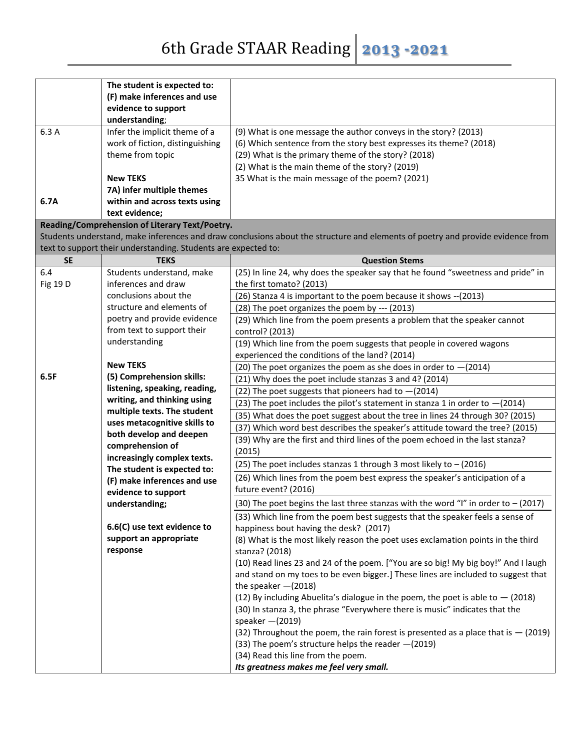# 6th Grade STAAR Reading 2013 -2021

| | | |
|---|---|---|
| | **The student is expected to: (F) make inferences and use evidence to support understanding**; | |
| 6.3 A<br><br><br><br><br>**6.7A** | Infer the implicit theme of a work of fiction, distinguishing theme from topic<br><br>**New TEKS**<br>**7A) infer multiple themes within and across texts using text evidence;** | (9) What is one message the author conveys in the story? (2013)<br>(6) Which sentence from the story best expresses its theme? (2018)<br>(29) What is the primary theme of the story? (2018)<br>(2) What is the main theme of the story? (2019)<br>35 What is the main message of the poem? (2021) |

**Reading/Comprehension of Literary Text/Poetry.**
Students understand, make inferences and draw conclusions about the structure and elements of poetry and provide evidence from text to support their understanding. Students are expected to:

| SE | TEKS | Question Stems |
|---|---|---|
| 6.4<br>Fig 19 D<br><br><br><br><br><br>**6.5F** | Students understand, make inferences and draw conclusions about the structure and elements of poetry and provide evidence from text to support their understanding<br><br>**New TEKS**<br>**(5) Comprehension skills: listening, speaking, reading, writing, and thinking using multiple texts. The student uses metacognitive skills to both develop and deepen comprehension of increasingly complex texts. The student is expected to: (F) make inferences and use evidence to support understanding;**<br><br>**6.6(C) use text evidence to support an appropriate response** | (25) In line 24, why does the speaker say that he found "sweetness and pride" in the first tomato? (2013)<br>(26) Stanza 4 is important to the poem because it shows --(2013)<br>(28) The poet organizes the poem by --- (2013)<br>(29) Which line from the poem presents a problem that the speaker cannot control? (2013)<br>(19) Which line from the poem suggests that people in covered wagons experienced the conditions of the land? (2014)<br>(20) The poet organizes the poem as she does in order to —(2014)<br>(21) Why does the poet include stanzas 3 and 4? (2014)<br>(22) The poet suggests that pioneers had to —(2014)<br>(23) The poet includes the pilot's statement in stanza 1 in order to —(2014)<br>(35) What does the poet suggest about the tree in lines 24 through 30? (2015)<br>(37) Which word best describes the speaker's attitude toward the tree? (2015)<br>(39) Why are the first and third lines of the poem echoed in the last stanza? (2015)<br>(25) The poet includes stanzas 1 through 3 most likely to – (2016)<br>(26) Which lines from the poem best express the speaker's anticipation of a future event? (2016)<br>(30) The poet begins the last three stanzas with the word "I" in order to – (2017)<br>(33) Which line from the poem best suggests that the speaker feels a sense of happiness bout having the desk? (2017)<br>(8) What is the most likely reason the poet uses exclamation points in the third stanza? (2018)<br>(10) Read lines 23 and 24 of the poem. ["You are so big! My big boy!" And I laugh and stand on my toes to be even bigger.] These lines are included to suggest that the speaker —(2018)<br>(12) By including Abuelita's dialogue in the poem, the poet is able to — (2018)<br>(30) In stanza 3, the phrase "Everywhere there is music" indicates that the speaker —(2019)<br>(32) Throughout the poem, the rain forest is presented as a place that is — (2019)<br>(33) The poem's structure helps the reader —(2019)<br>(34) Read this line from the poem.<br>***Its greatness makes me feel very small.*** |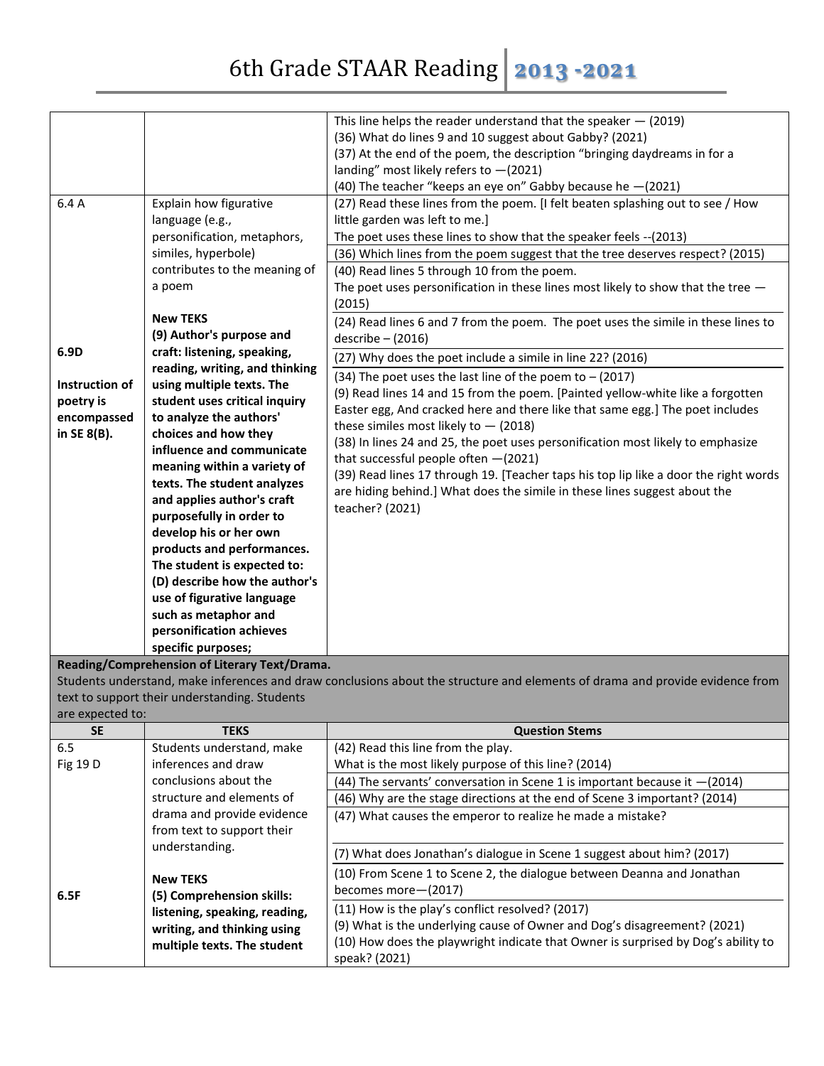| | | |
|---|---|---|
| | | This line helps the reader understand that the speaker — (2019)<br>(36) What do lines 9 and 10 suggest about Gabby? (2021)<br>(37) At the end of the poem, the description "bringing daydreams in for a landing" most likely refers to —(2021)<br>(40) The teacher "keeps an eye on" Gabby because he —(2021) |
| 6.4 A<br><br>**6.9D**<br><br>**Instruction of poetry is encompassed in SE 8(B).** | Explain how figurative language (e.g., personification, metaphors, similes, hyperbole) contributes to the meaning of a poem<br><br>**New TEKS**<br>**(9) Author's purpose and craft: listening, speaking, reading, writing, and thinking using multiple texts. The student uses critical inquiry to analyze the authors' choices and how they influence and communicate meaning within a variety of texts. The student analyzes and applies author's craft purposefully in order to develop his or her own products and performances. The student is expected to: (D) describe how the author's use of figurative language such as metaphor and personification achieves specific purposes;** | (27) Read these lines from the poem. [I felt beaten splashing out to see / How little garden was left to me.]<br>The poet uses these lines to show that the speaker feels --(2013)<br>(36) Which lines from the poem suggest that the tree deserves respect? (2015)<br>(40) Read lines 5 through 10 from the poem.<br>The poet uses personification in these lines most likely to show that the tree — (2015)<br>(24) Read lines 6 and 7 from the poem. The poet uses the simile in these lines to describe – (2016)<br>(27) Why does the poet include a simile in line 22? (2016)<br>(34) The poet uses the last line of the poem to – (2017)<br>(9) Read lines 14 and 15 from the poem. [Painted yellow-white like a forgotten Easter egg, And cracked here and there like that same egg.] The poet includes these similes most likely to — (2018)<br>(38) In lines 24 and 25, the poet uses personification most likely to emphasize that successful people often —(2021)<br>(39) Read lines 17 through 19. [Teacher taps his top lip like a door the right words are hiding behind.] What does the simile in these lines suggest about the teacher? (2021) |

**Reading/Comprehension of Literary Text/Drama.**
Students understand, make inferences and draw conclusions about the structure and elements of drama and provide evidence from text to support their understanding. Students are expected to:

| SE | TEKS | Question Stems |
|---|---|---|
| 6.5<br>Fig 19 D<br><br>**6.5F** | Students understand, make inferences and draw conclusions about the structure and elements of drama and provide evidence from text to support their understanding.<br><br>**New TEKS**<br>**(5) Comprehension skills: listening, speaking, reading, writing, and thinking using multiple texts. The student** | (42) Read this line from the play.<br>What is the most likely purpose of this line? (2014)<br>(44) The servants' conversation in Scene 1 is important because it —(2014)<br>(46) Why are the stage directions at the end of Scene 3 important? (2014)<br>(47) What causes the emperor to realize he made a mistake?<br>(7) What does Jonathan's dialogue in Scene 1 suggest about him? (2017)<br>(10) From Scene 1 to Scene 2, the dialogue between Deanna and Jonathan becomes more—(2017)<br>(11) How is the play's conflict resolved? (2017)<br>(9) What is the underlying cause of Owner and Dog's disagreement? (2021)<br>(10) How does the playwright indicate that Owner is surprised by Dog's ability to speak? (2021) |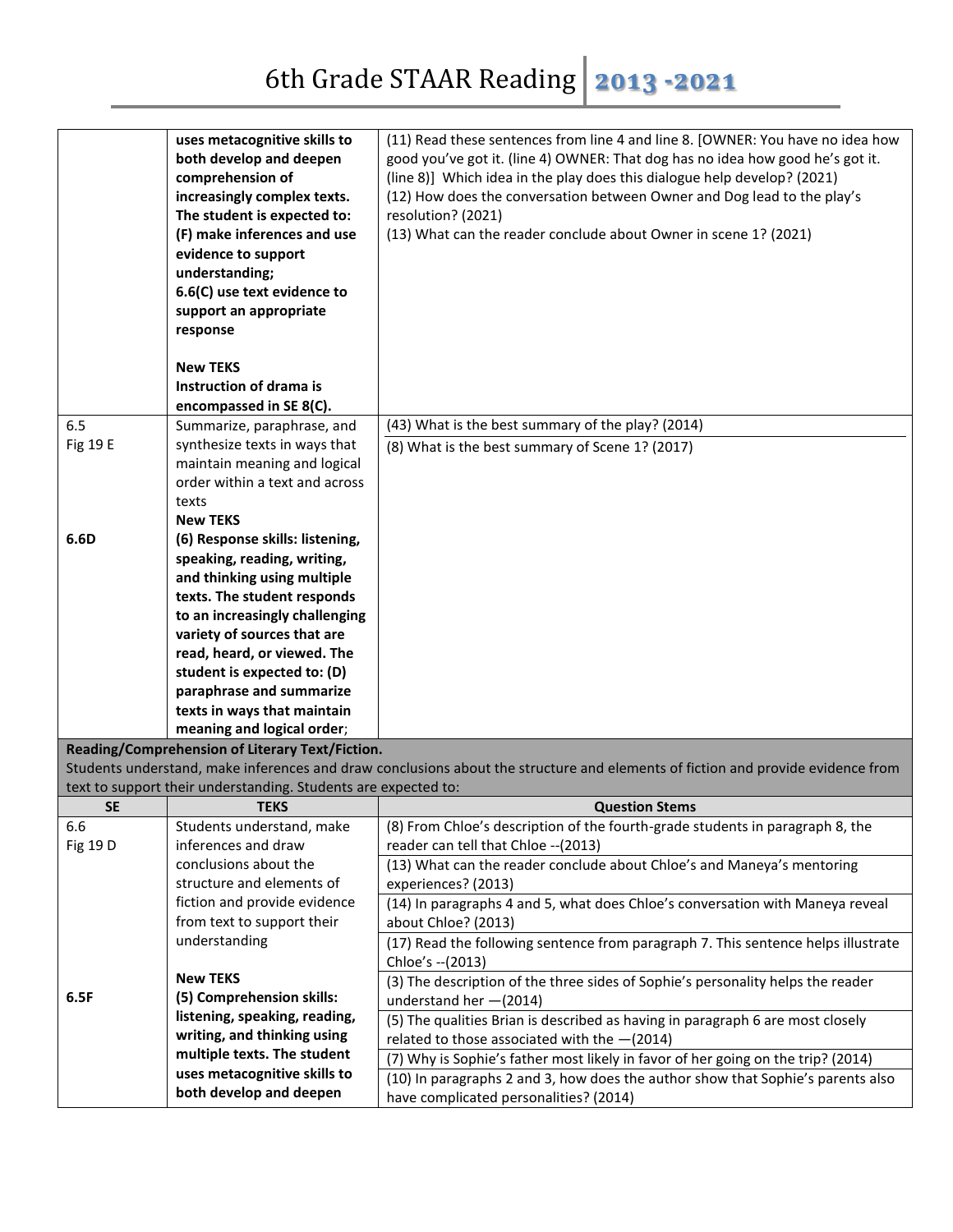# 6th Grade STAAR Reading 2013 -2021

| | | |
|---|---|---|
| | **uses metacognitive skills to both develop and deepen comprehension of increasingly complex texts. The student is expected to: (F) make inferences and use evidence to support understanding; 6.6(C) use text evidence to support an appropriate response**<br><br>**New TEKS Instruction of drama is encompassed in SE 8(C).** | (11) Read these sentences from line 4 and line 8. [OWNER: You have no idea how good you've got it. (line 4) OWNER: That dog has no idea how good he's got it. (line 8)] Which idea in the play does this dialogue help develop? (2021)<br>(12) How does the conversation between Owner and Dog lead to the play's resolution? (2021)<br>(13) What can the reader conclude about Owner in scene 1? (2021) |
| 6.5<br>Fig 19 E<br><br><br><br><br>**6.6D** | Summarize, paraphrase, and synthesize texts in ways that maintain meaning and logical order within a text and across texts<br>**New TEKS**<br>**(6) Response skills: listening, speaking, reading, writing, and thinking using multiple texts. The student responds to an increasingly challenging variety of sources that are read, heard, or viewed. The student is expected to: (D) paraphrase and summarize texts in ways that maintain meaning and logical order**; | (43) What is the best summary of the play? (2014)<br>(8) What is the best summary of Scene 1? (2017) |

**Reading/Comprehension of Literary Text/Fiction.**
Students understand, make inferences and draw conclusions about the structure and elements of fiction and provide evidence from text to support their understanding. Students are expected to:

| SE | TEKS | Question Stems |
|---|---|---|
| 6.6<br>Fig 19 D<br><br><br><br><br><br><br>**6.5F** | Students understand, make inferences and draw conclusions about the structure and elements of fiction and provide evidence from text to support their understanding<br><br>**New TEKS**<br>**(5) Comprehension skills: listening, speaking, reading, writing, and thinking using multiple texts. The student uses metacognitive skills to both develop and deepen** | (8) From Chloe's description of the fourth-grade students in paragraph 8, the reader can tell that Chloe --(2013)<br>(13) What can the reader conclude about Chloe's and Maneya's mentoring experiences? (2013)<br>(14) In paragraphs 4 and 5, what does Chloe's conversation with Maneya reveal about Chloe? (2013)<br>(17) Read the following sentence from paragraph 7. This sentence helps illustrate Chloe's --(2013)<br>(3) The description of the three sides of Sophie's personality helps the reader understand her —(2014)<br>(5) The qualities Brian is described as having in paragraph 6 are most closely related to those associated with the —(2014)<br>(7) Why is Sophie's father most likely in favor of her going on the trip? (2014)<br>(10) In paragraphs 2 and 3, how does the author show that Sophie's parents also have complicated personalities? (2014) |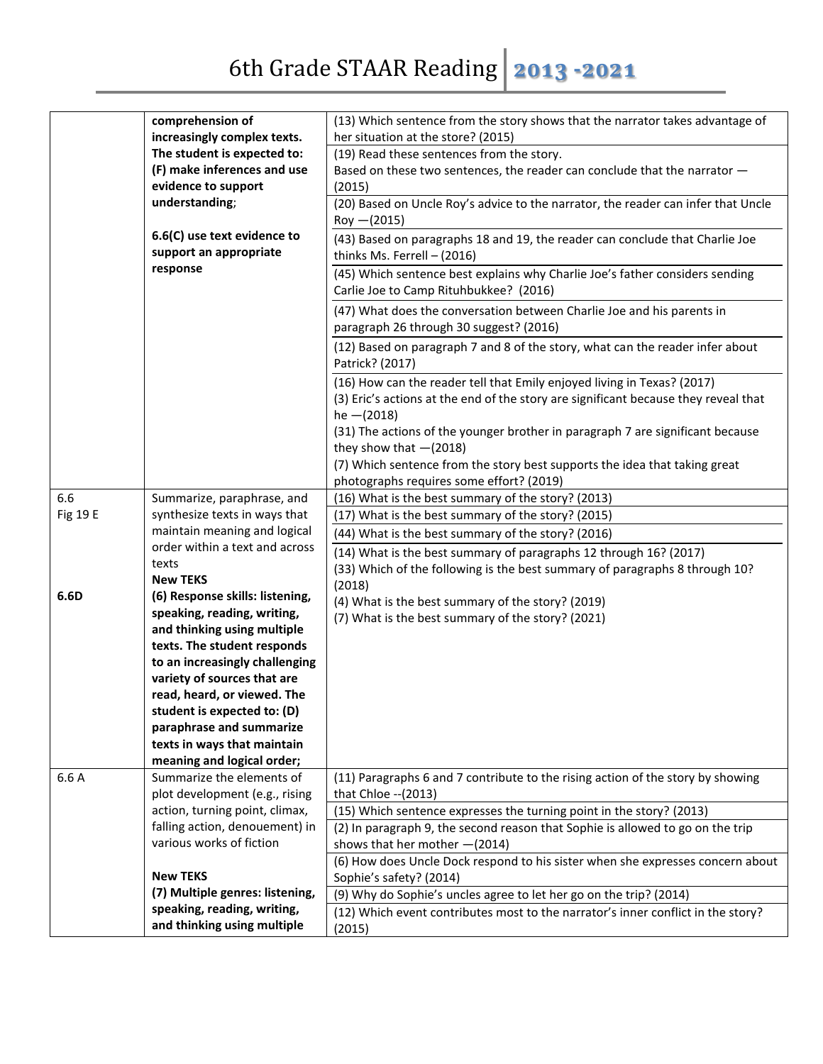| | | |
|---|---|---|
| | **comprehension of increasingly complex texts. The student is expected to: (F) make inferences and use evidence to support understanding**;<br><br>**6.6(C) use text evidence to support an appropriate response** | (13) Which sentence from the story shows that the narrator takes advantage of her situation at the store? (2015)<br>(19) Read these sentences from the story.<br>Based on these two sentences, the reader can conclude that the narrator — (2015)<br>(20) Based on Uncle Roy's advice to the narrator, the reader can infer that Uncle Roy —(2015)<br>(43) Based on paragraphs 18 and 19, the reader can conclude that Charlie Joe thinks Ms. Ferrell – (2016)<br>(45) Which sentence best explains why Charlie Joe's father considers sending Carlie Joe to Camp Rituhbukkee? (2016)<br>(47) What does the conversation between Charlie Joe and his parents in paragraph 26 through 30 suggest? (2016)<br>(12) Based on paragraph 7 and 8 of the story, what can the reader infer about Patrick? (2017)<br>(16) How can the reader tell that Emily enjoyed living in Texas? (2017)<br>(3) Eric's actions at the end of the story are significant because they reveal that he —(2018)<br>(31) The actions of the younger brother in paragraph 7 are significant because they show that —(2018)<br>(7) Which sentence from the story best supports the idea that taking great photographs requires some effort? (2019) |
| 6.6<br>Fig 19 E<br><br>**6.6D** | Summarize, paraphrase, and synthesize texts in ways that maintain meaning and logical order within a text and across texts<br>**New TEKS**<br>**(6) Response skills: listening, speaking, reading, writing, and thinking using multiple texts. The student responds to an increasingly challenging variety of sources that are read, heard, or viewed. The student is expected to: (D) paraphrase and summarize texts in ways that maintain meaning and logical order;** | (16) What is the best summary of the story? (2013)<br>(17) What is the best summary of the story? (2015)<br>(44) What is the best summary of the story? (2016)<br>(14) What is the best summary of paragraphs 12 through 16? (2017)<br>(33) Which of the following is the best summary of paragraphs 8 through 10? (2018)<br>(4) What is the best summary of the story? (2019)<br>(7) What is the best summary of the story? (2021) |
| 6.6 A | Summarize the elements of plot development (e.g., rising action, turning point, climax, falling action, denouement) in various works of fiction<br><br>**New TEKS**<br>**(7) Multiple genres: listening, speaking, reading, writing, and thinking using multiple** | (11) Paragraphs 6 and 7 contribute to the rising action of the story by showing that Chloe --(2013)<br>(15) Which sentence expresses the turning point in the story? (2013)<br>(2) In paragraph 9, the second reason that Sophie is allowed to go on the trip shows that her mother —(2014)<br>(6) How does Uncle Dock respond to his sister when she expresses concern about Sophie's safety? (2014)<br>(9) Why do Sophie's uncles agree to let her go on the trip? (2014)<br>(12) Which event contributes most to the narrator's inner conflict in the story? (2015) |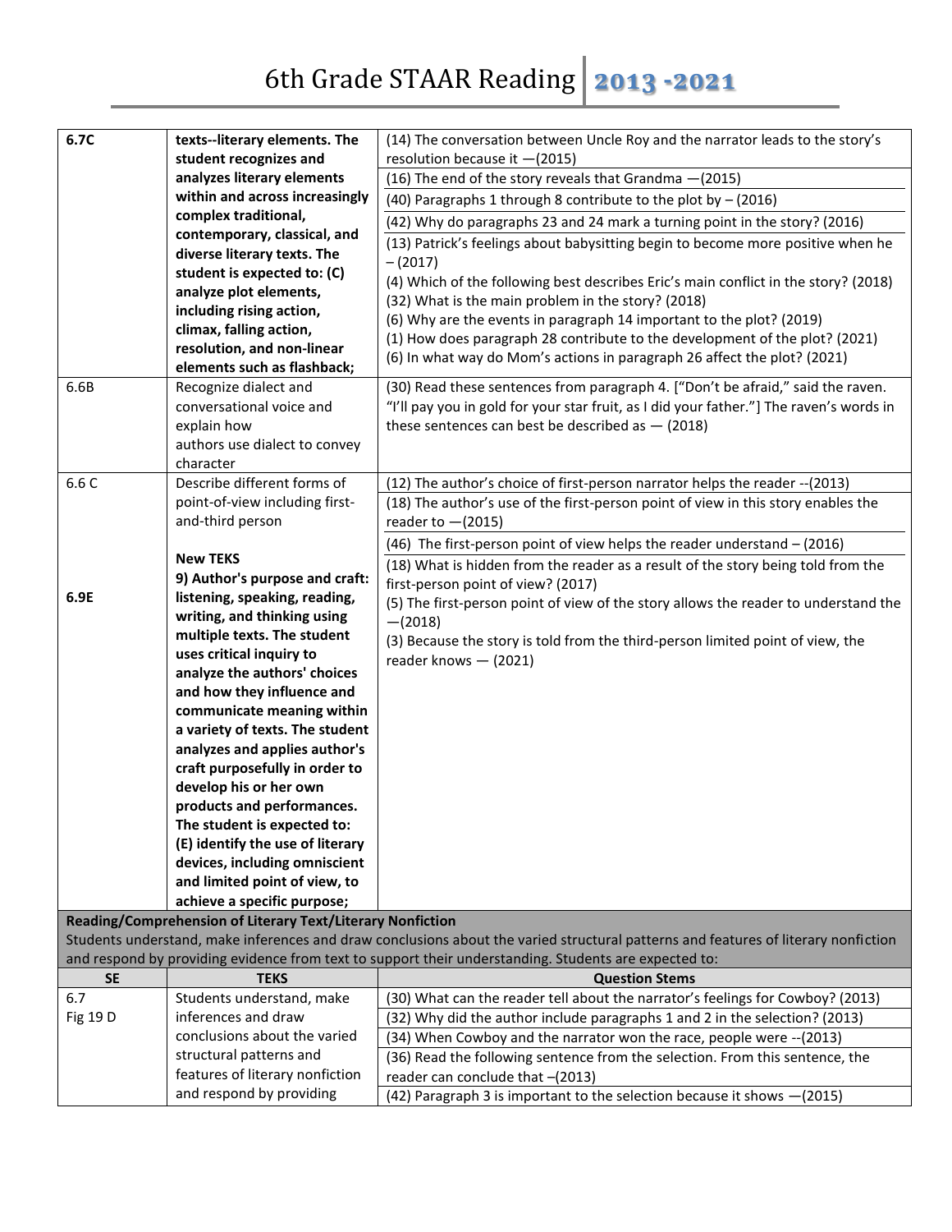# 6th Grade STAAR Reading 2013 -2021

| | | |
|---|---|---|
| **6.7C** | **texts--literary elements. The student recognizes and analyzes literary elements within and across increasingly complex traditional, contemporary, classical, and diverse literary texts. The student is expected to: (C) analyze plot elements, including rising action, climax, falling action, resolution, and non-linear elements such as flashback;** | (14) The conversation between Uncle Roy and the narrator leads to the story's resolution because it —(2015)<br>(16) The end of the story reveals that Grandma —(2015)<br>(40) Paragraphs 1 through 8 contribute to the plot by – (2016)<br>(42) Why do paragraphs 23 and 24 mark a turning point in the story? (2016)<br>(13) Patrick's feelings about babysitting begin to become more positive when he – (2017)<br>(4) Which of the following best describes Eric's main conflict in the story? (2018)<br>(32) What is the main problem in the story? (2018)<br>(6) Why are the events in paragraph 14 important to the plot? (2019)<br>(1) How does paragraph 28 contribute to the development of the plot? (2021)<br>(6) In what way do Mom's actions in paragraph 26 affect the plot? (2021) |
| 6.6B | Recognize dialect and conversational voice and explain how authors use dialect to convey character | (30) Read these sentences from paragraph 4. ["Don't be afraid," said the raven. "I'll pay you in gold for your star fruit, as I did your father."] The raven's words in these sentences can best be described as — (2018) |
| 6.6 C<br><br><br><br><br>**6.9E** | Describe different forms of point-of-view including first-and-third person<br><br>**New TEKS**<br>**9) Author's purpose and craft: listening, speaking, reading, writing, and thinking using multiple texts. The student uses critical inquiry to analyze the authors' choices and how they influence and communicate meaning within a variety of texts. The student analyzes and applies author's craft purposefully in order to develop his or her own products and performances. The student is expected to: (E) identify the use of literary devices, including omniscient and limited point of view, to achieve a specific purpose;** | (12) The author's choice of first-person narrator helps the reader --(2013)<br>(18) The author's use of the first-person point of view in this story enables the reader to —(2015)<br>(46) The first-person point of view helps the reader understand – (2016)<br>(18) What is hidden from the reader as a result of the story being told from the first-person point of view? (2017)<br>(5) The first-person point of view of the story allows the reader to understand the —(2018)<br>(3) Because the story is told from the third-person limited point of view, the reader knows — (2021) |

**Reading/Comprehension of Literary Text/Literary Nonfiction**
Students understand, make inferences and draw conclusions about the varied structural patterns and features of literary nonfiction and respond by providing evidence from text to support their understanding. Students are expected to:

| SE | TEKS | Question Stems |
|---|---|---|
| 6.7<br>Fig 19 D | Students understand, make inferences and draw conclusions about the varied structural patterns and features of literary nonfiction and respond by providing | (30) What can the reader tell about the narrator's feelings for Cowboy? (2013)<br>(32) Why did the author include paragraphs 1 and 2 in the selection? (2013)<br>(34) When Cowboy and the narrator won the race, people were --(2013)<br>(36) Read the following sentence from the selection. From this sentence, the reader can conclude that –(2013)<br>(42) Paragraph 3 is important to the selection because it shows —(2015) |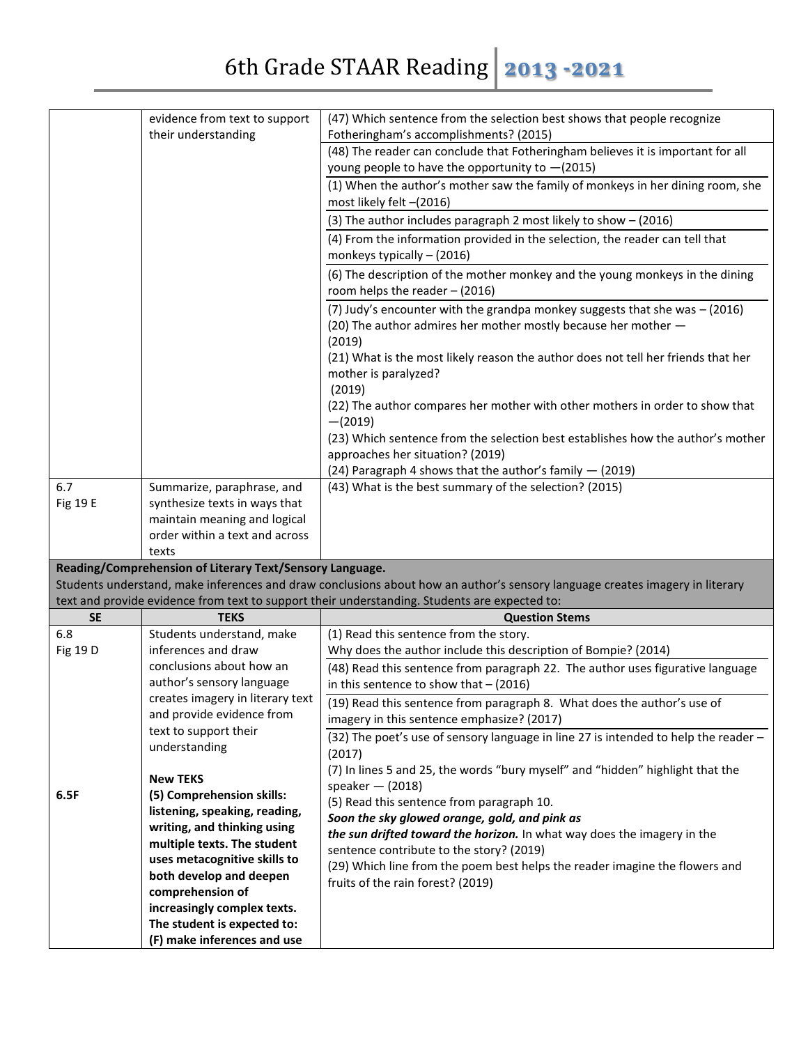| | | |
|---|---|---|
| | evidence from text to support their understanding | (47) Which sentence from the selection best shows that people recognize Fotheringham's accomplishments? (2015)<br>(48) The reader can conclude that Fotheringham believes it is important for all young people to have the opportunity to —(2015)<br>(1) When the author's mother saw the family of monkeys in her dining room, she most likely felt –(2016)<br>(3) The author includes paragraph 2 most likely to show – (2016)<br>(4) From the information provided in the selection, the reader can tell that monkeys typically – (2016)<br>(6) The description of the mother monkey and the young monkeys in the dining room helps the reader – (2016)<br>(7) Judy's encounter with the grandpa monkey suggests that she was – (2016)<br>(20) The author admires her mother mostly because her mother — (2019)<br>(21) What is the most likely reason the author does not tell her friends that her mother is paralyzed? (2019)<br>(22) The author compares her mother with other mothers in order to show that —(2019)<br>(23) Which sentence from the selection best establishes how the author's mother approaches her situation? (2019)<br>(24) Paragraph 4 shows that the author's family — (2019) |
| 6.7<br>Fig 19 E | Summarize, paraphrase, and synthesize texts in ways that maintain meaning and logical order within a text and across texts | (43) What is the best summary of the selection? (2015) |

**Reading/Comprehension of Literary Text/Sensory Language.**
Students understand, make inferences and draw conclusions about how an author's sensory language creates imagery in literary text and provide evidence from text to support their understanding. Students are expected to:

| SE | TEKS | Question Stems |
|---|---|---|
| 6.8<br>Fig 19 D<br><br><br><br><br><br><br>**6.5F** | Students understand, make inferences and draw conclusions about how an author's sensory language creates imagery in literary text and provide evidence from text to support their understanding<br><br>**New TEKS**<br>**(5) Comprehension skills: listening, speaking, reading, writing, and thinking using multiple texts. The student uses metacognitive skills to both develop and deepen comprehension of increasingly complex texts. The student is expected to: (F) make inferences and use** | (1) Read this sentence from the story. Why does the author include this description of Bompie? (2014)<br>(48) Read this sentence from paragraph 22. The author uses figurative language in this sentence to show that – (2016)<br>(19) Read this sentence from paragraph 8. What does the author's use of imagery in this sentence emphasize? (2017)<br>(32) The poet's use of sensory language in line 27 is intended to help the reader – (2017)<br>(7) In lines 5 and 25, the words "bury myself" and "hidden" highlight that the speaker — (2018)<br>(5) Read this sentence from paragraph 10. ***Soon the sky glowed orange, gold, and pink as the sun drifted toward the horizon.*** In what way does the imagery in the sentence contribute to the story? (2019)<br>(29) Which line from the poem best helps the reader imagine the flowers and fruits of the rain forest? (2019) |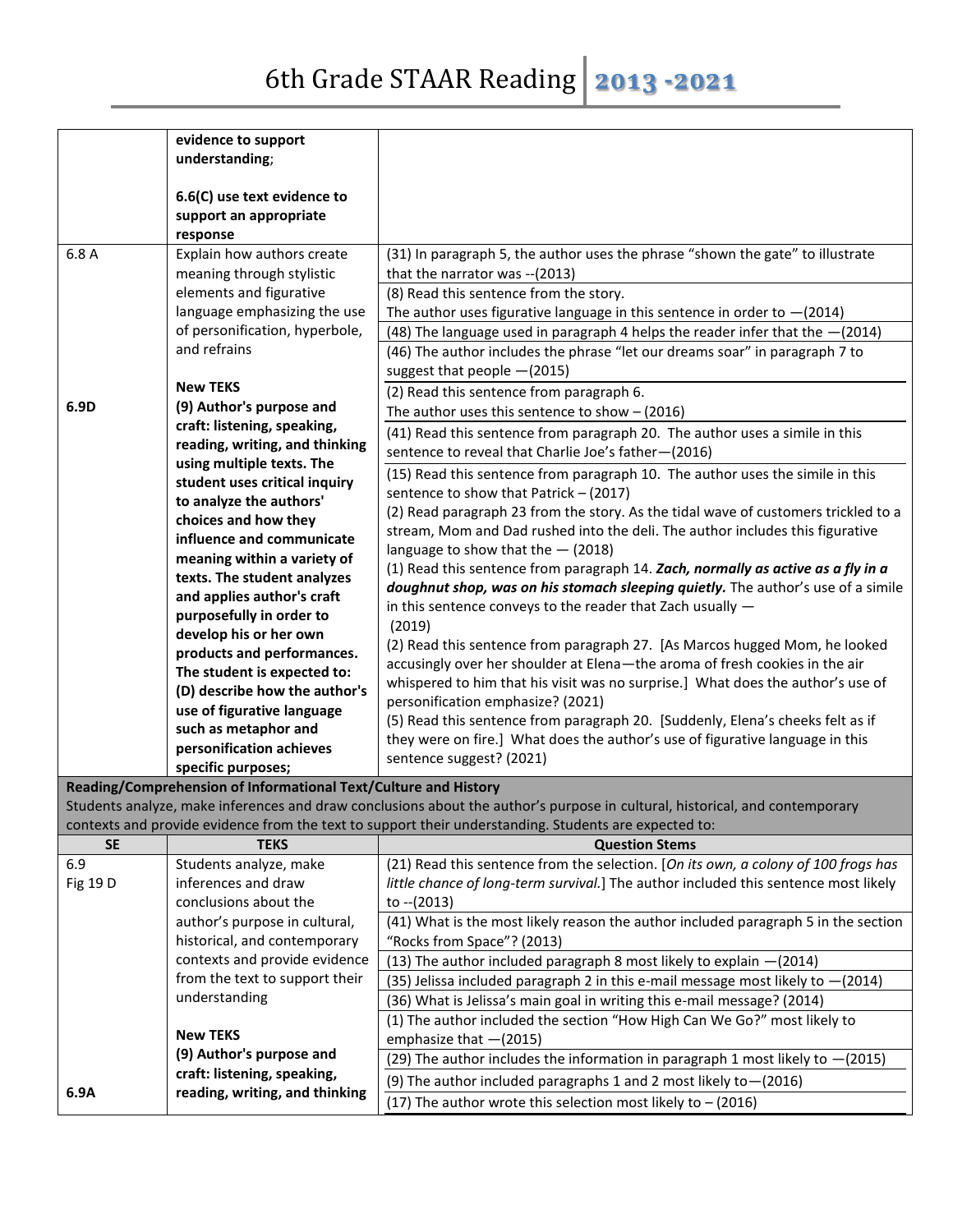| | | |
|---|---|---|
| | **evidence to support understanding**;<br><br>**6.6(C) use text evidence to support an appropriate response** | |
| 6.8 A<br><br><br><br><br><br>**6.9D** | Explain how authors create meaning through stylistic elements and figurative language emphasizing the use of personification, hyperbole, and refrains<br><br>**New TEKS**<br>**(9) Author's purpose and craft: listening, speaking, reading, writing, and thinking using multiple texts. The student uses critical inquiry to analyze the authors' choices and how they influence and communicate meaning within a variety of texts. The student analyzes and applies author's craft purposefully in order to develop his or her own products and performances. The student is expected to: (D) describe how the author's use of figurative language such as metaphor and personification achieves specific purposes;** | (31) In paragraph 5, the author uses the phrase "shown the gate" to illustrate that the narrator was --(2013)<br>(8) Read this sentence from the story. The author uses figurative language in this sentence in order to —(2014)<br>(48) The language used in paragraph 4 helps the reader infer that the —(2014)<br>(46) The author includes the phrase "let our dreams soar" in paragraph 7 to suggest that people —(2015)<br>(2) Read this sentence from paragraph 6. The author uses this sentence to show – (2016)<br>(41) Read this sentence from paragraph 20. The author uses a simile in this sentence to reveal that Charlie Joe's father—(2016)<br>(15) Read this sentence from paragraph 10. The author uses the simile in this sentence to show that Patrick – (2017)<br>(2) Read paragraph 23 from the story. As the tidal wave of customers trickled to a stream, Mom and Dad rushed into the deli. The author includes this figurative language to show that the — (2018)<br>(1) Read this sentence from paragraph 14. ***Zach, normally as active as a fly in a doughnut shop, was on his stomach sleeping quietly.*** The author's use of a simile in this sentence conveys to the reader that Zach usually — (2019)<br>(2) Read this sentence from paragraph 27. [As Marcos hugged Mom, he looked accusingly over her shoulder at Elena—the aroma of fresh cookies in the air whispered to him that his visit was no surprise.] What does the author's use of personification emphasize? (2021)<br>(5) Read this sentence from paragraph 20. [Suddenly, Elena's cheeks felt as if they were on fire.] What does the author's use of figurative language in this sentence suggest? (2021) |
| **Reading/Comprehension of Informational Text/Culture and History**<br>Students analyze, make inferences and draw conclusions about the author's purpose in cultural, historical, and contemporary contexts and provide evidence from the text to support their understanding. Students are expected to: | | |
| **SE** | **TEKS** | **Question Stems** |
| 6.9<br>Fig 19 D<br><br><br><br><br><br><br><br>**6.9A** | Students analyze, make inferences and draw conclusions about the author's purpose in cultural, historical, and contemporary contexts and provide evidence from the text to support their understanding<br><br>**New TEKS**<br>**(9) Author's purpose and craft: listening, speaking, reading, writing, and thinking** | (21) Read this sentence from the selection. [*On its own, a colony of 100 frogs has little chance of long-term survival.*] The author included this sentence most likely to --(2013)<br>(41) What is the most likely reason the author included paragraph 5 in the section "Rocks from Space"? (2013)<br>(13) The author included paragraph 8 most likely to explain —(2014)<br>(35) Jelissa included paragraph 2 in this e-mail message most likely to —(2014)<br>(36) What is Jelissa's main goal in writing this e-mail message? (2014)<br>(1) The author included the section "How High Can We Go?" most likely to emphasize that —(2015)<br>(29) The author includes the information in paragraph 1 most likely to —(2015)<br>(9) The author included paragraphs 1 and 2 most likely to—(2016)<br>(17) The author wrote this selection most likely to – (2016) |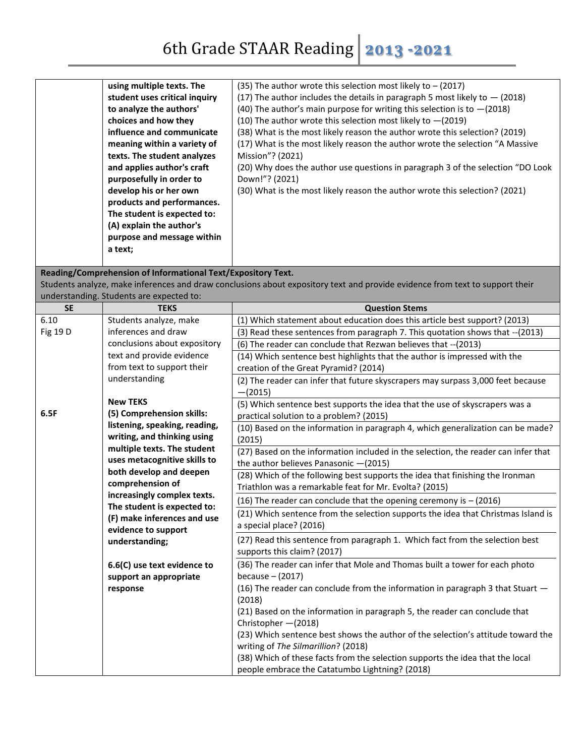| | | |
|---|---|---|
| | **using multiple texts. The student uses critical inquiry to analyze the authors' choices and how they influence and communicate meaning within a variety of texts. The student analyzes and applies author's craft purposefully in order to develop his or her own products and performances. The student is expected to: (A) explain the author's purpose and message within a text;** | (35) The author wrote this selection most likely to – (2017)<br>(17) The author includes the details in paragraph 5 most likely to — (2018)<br>(40) The author's main purpose for writing this selection is to —(2018)<br>(10) The author wrote this selection most likely to —(2019)<br>(38) What is the most likely reason the author wrote this selection? (2019)<br>(17) What is the most likely reason the author wrote the selection "A Massive Mission"? (2021)<br>(20) Why does the author use questions in paragraph 3 of the selection "DO Look Down!"? (2021)<br>(30) What is the most likely reason the author wrote this selection? (2021) |

**Reading/Comprehension of Informational Text/Expository Text.**
Students analyze, make inferences and draw conclusions about expository text and provide evidence from text to support their understanding. Students are expected to:

| SE | TEKS | Question Stems |
|---|---|---|
| 6.10<br>Fig 19 D<br><br><br><br><br><br>6.5F | Students analyze, make inferences and draw conclusions about expository text and provide evidence from text to support their understanding<br><br>**New TEKS**<br>**(5) Comprehension skills: listening, speaking, reading, writing, and thinking using multiple texts. The student uses metacognitive skills to both develop and deepen comprehension of increasingly complex texts. The student is expected to: (F) make inferences and use evidence to support understanding;**<br><br>**6.6(C) use text evidence to support an appropriate response** | (1) Which statement about education does this article best support? (2013)<br>(3) Read these sentences from paragraph 7. This quotation shows that --(2013)<br>(6) The reader can conclude that Rezwan believes that --(2013)<br>(14) Which sentence best highlights that the author is impressed with the creation of the Great Pyramid? (2014)<br>(2) The reader can infer that future skyscrapers may surpass 3,000 feet because —(2015)<br>(5) Which sentence best supports the idea that the use of skyscrapers was a practical solution to a problem? (2015)<br>(10) Based on the information in paragraph 4, which generalization can be made? (2015)<br>(27) Based on the information included in the selection, the reader can infer that the author believes Panasonic —(2015)<br>(28) Which of the following best supports the idea that finishing the Ironman Triathlon was a remarkable feat for Mr. Evolta? (2015)<br>(16) The reader can conclude that the opening ceremony is – (2016)<br>(21) Which sentence from the selection supports the idea that Christmas Island is a special place? (2016)<br>(27) Read this sentence from paragraph 1. Which fact from the selection best supports this claim? (2017)<br>(36) The reader can infer that Mole and Thomas built a tower for each photo because – (2017)<br>(16) The reader can conclude from the information in paragraph 3 that Stuart — (2018)<br>(21) Based on the information in paragraph 5, the reader can conclude that Christopher —(2018)<br>(23) Which sentence best shows the author of the selection's attitude toward the writing of *The Silmarillion*? (2018)<br>(38) Which of these facts from the selection supports the idea that the local people embrace the Catatumbo Lightning? (2018) |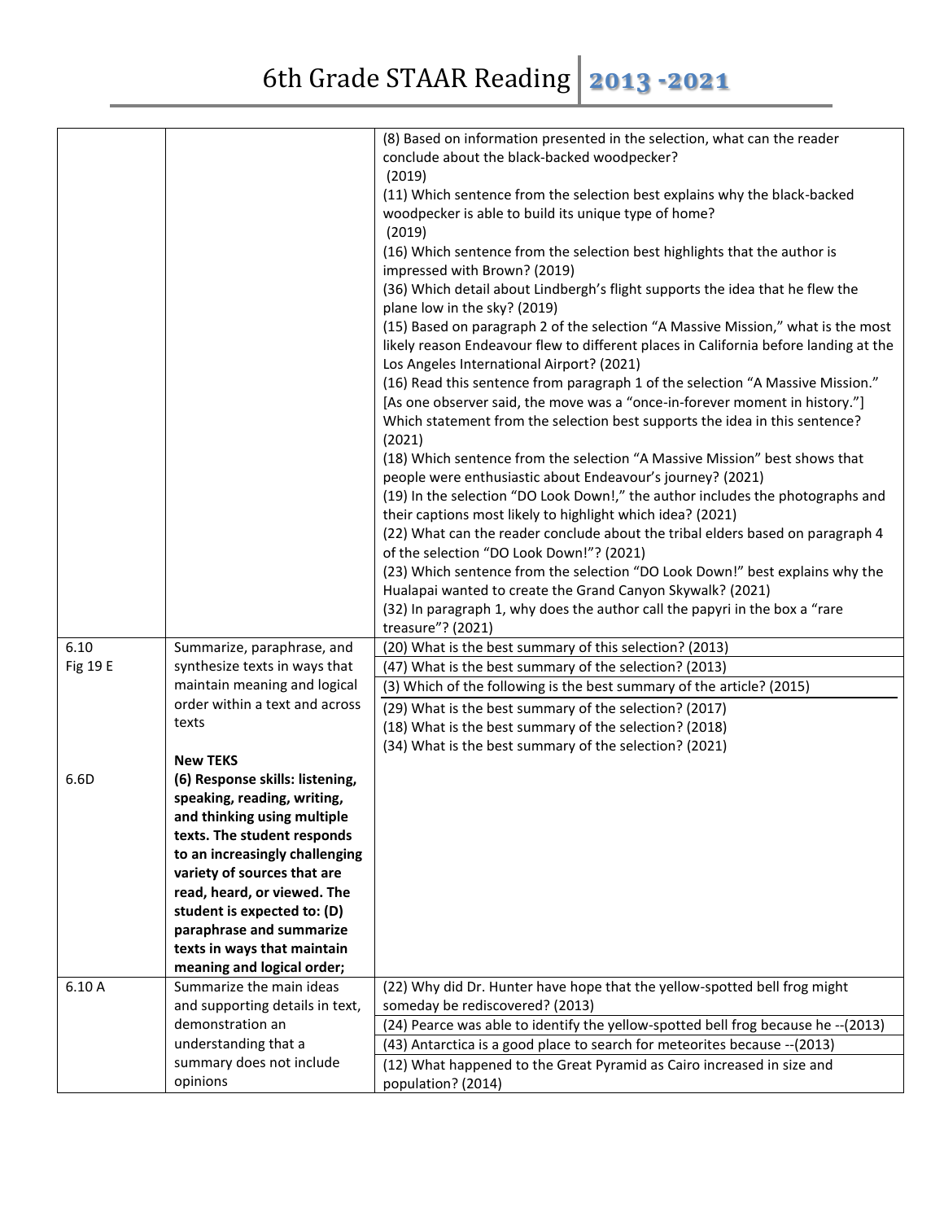| | | |
|---|---|---|
| | | (8) Based on information presented in the selection, what can the reader conclude about the black-backed woodpecker? (2019)<br>(11) Which sentence from the selection best explains why the black-backed woodpecker is able to build its unique type of home? (2019)<br>(16) Which sentence from the selection best highlights that the author is impressed with Brown? (2019)<br>(36) Which detail about Lindbergh's flight supports the idea that he flew the plane low in the sky? (2019)<br>(15) Based on paragraph 2 of the selection "A Massive Mission," what is the most likely reason Endeavour flew to different places in California before landing at the Los Angeles International Airport? (2021)<br>(16) Read this sentence from paragraph 1 of the selection "A Massive Mission." [As one observer said, the move was a "once-in-forever moment in history."] Which statement from the selection best supports the idea in this sentence? (2021)<br>(18) Which sentence from the selection "A Massive Mission" best shows that people were enthusiastic about Endeavour's journey? (2021)<br>(19) In the selection "DO Look Down!," the author includes the photographs and their captions most likely to highlight which idea? (2021)<br>(22) What can the reader conclude about the tribal elders based on paragraph 4 of the selection "DO Look Down!"? (2021)<br>(23) Which sentence from the selection "DO Look Down!" best explains why the Hualapai wanted to create the Grand Canyon Skywalk? (2021)<br>(32) In paragraph 1, why does the author call the papyri in the box a "rare treasure"? (2021) |
| 6.10<br>Fig 19 E<br><br><br><br><br>6.6D | Summarize, paraphrase, and synthesize texts in ways that maintain meaning and logical order within a text and across texts<br><br>**New TEKS**<br>**(6) Response skills: listening, speaking, reading, writing, and thinking using multiple texts. The student responds to an increasingly challenging variety of sources that are read, heard, or viewed. The student is expected to: (D) paraphrase and summarize texts in ways that maintain meaning and logical order;** | (20) What is the best summary of this selection? (2013)<br>(47) What is the best summary of the selection? (2013)<br>(3) Which of the following is the best summary of the article? (2015)<br>(29) What is the best summary of the selection? (2017)<br>(18) What is the best summary of the selection? (2018)<br>(34) What is the best summary of the selection? (2021) |
| 6.10 A | Summarize the main ideas and supporting details in text, demonstration an understanding that a summary does not include opinions | (22) Why did Dr. Hunter have hope that the yellow-spotted bell frog might someday be rediscovered? (2013)<br>(24) Pearce was able to identify the yellow-spotted bell frog because he --(2013)<br>(43) Antarctica is a good place to search for meteorites because --(2013)<br>(12) What happened to the Great Pyramid as Cairo increased in size and population? (2014) |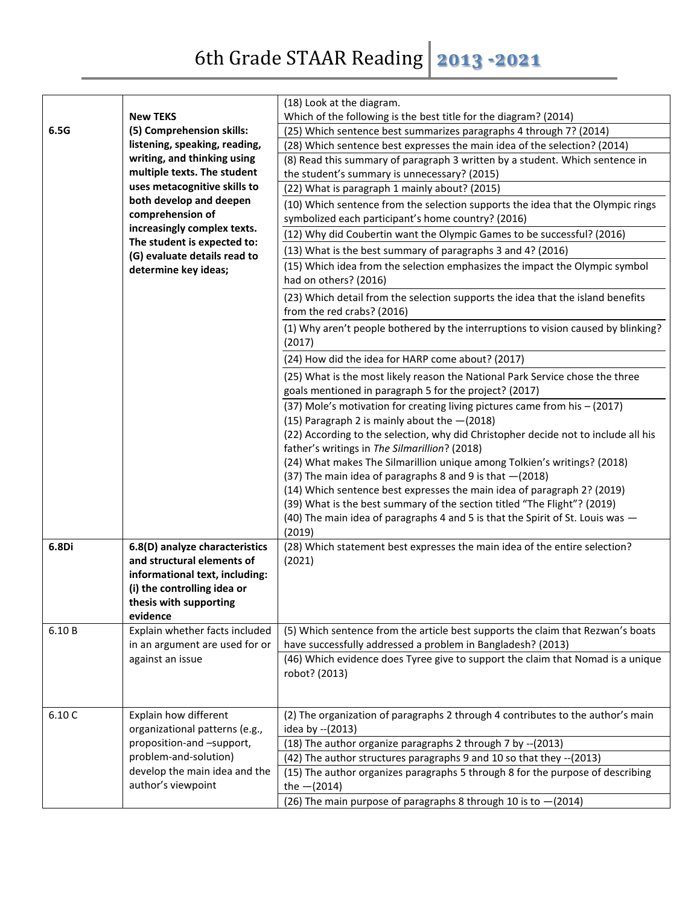# 6th Grade STAAR Reading 2013 -2021

| | | |
|---|---|---|
| **6.5G** | **New TEKS (5) Comprehension skills: listening, speaking, reading, writing, and thinking using multiple texts. The student uses metacognitive skills to both develop and deepen comprehension of increasingly complex texts. The student is expected to: (G) evaluate details read to determine key ideas;** | (18) Look at the diagram. Which of the following is the best title for the diagram? (2014) |
| | | (25) Which sentence best summarizes paragraphs 4 through 7? (2014) |
| | | (28) Which sentence best expresses the main idea of the selection? (2014) |
| | | (8) Read this summary of paragraph 3 written by a student. Which sentence in the student's summary is unnecessary? (2015) |
| | | (22) What is paragraph 1 mainly about? (2015) |
| | | (10) Which sentence from the selection supports the idea that the Olympic rings symbolized each participant's home country? (2016) |
| | | (12) Why did Coubertin want the Olympic Games to be successful? (2016) |
| | | (13) What is the best summary of paragraphs 3 and 4? (2016) |
| | | (15) Which idea from the selection emphasizes the impact the Olympic symbol had on others? (2016) |
| | | (23) Which detail from the selection supports the idea that the island benefits from the red crabs? (2016) |
| | | (1) Why aren't people bothered by the interruptions to vision caused by blinking? (2017) |
| | | (24) How did the idea for HARP come about? (2017) |
| | | (25) What is the most likely reason the National Park Service chose the three goals mentioned in paragraph 5 for the project? (2017) |
| | | (37) Mole's motivation for creating living pictures came from his – (2017)<br>(15) Paragraph 2 is mainly about the —(2018)<br>(22) According to the selection, why did Christopher decide not to include all his father's writings in *The Silmarillion*? (2018)<br>(24) What makes The Silmarillion unique among Tolkien's writings? (2018)<br>(37) The main idea of paragraphs 8 and 9 is that —(2018)<br>(14) Which sentence best expresses the main idea of paragraph 2? (2019)<br>(39) What is the best summary of the section titled "The Flight"? (2019)<br>(40) The main idea of paragraphs 4 and 5 is that the Spirit of St. Louis was — (2019) |
| **6.8Di** | **6.8(D) analyze characteristics and structural elements of informational text, including: (i) the controlling idea or thesis with supporting evidence** | (28) Which statement best expresses the main idea of the entire selection? (2021) |
| 6.10 B | Explain whether facts included in an argument are used for or against an issue | (5) Which sentence from the article best supports the claim that Rezwan's boats have successfully addressed a problem in Bangladesh? (2013) |
| | | (46) Which evidence does Tyree give to support the claim that Nomad is a unique robot? (2013) |
| 6.10 C | Explain how different organizational patterns (e.g., proposition-and –support, problem-and-solution) develop the main idea and the author's viewpoint | (2) The organization of paragraphs 2 through 4 contributes to the author's main idea by --(2013) |
| | | (18) The author organize paragraphs 2 through 7 by --(2013) |
| | | (42) The author structures paragraphs 9 and 10 so that they --(2013) |
| | | (15) The author organizes paragraphs 5 through 8 for the purpose of describing the —(2014) |
| | | (26) The main purpose of paragraphs 8 through 10 is to —(2014) |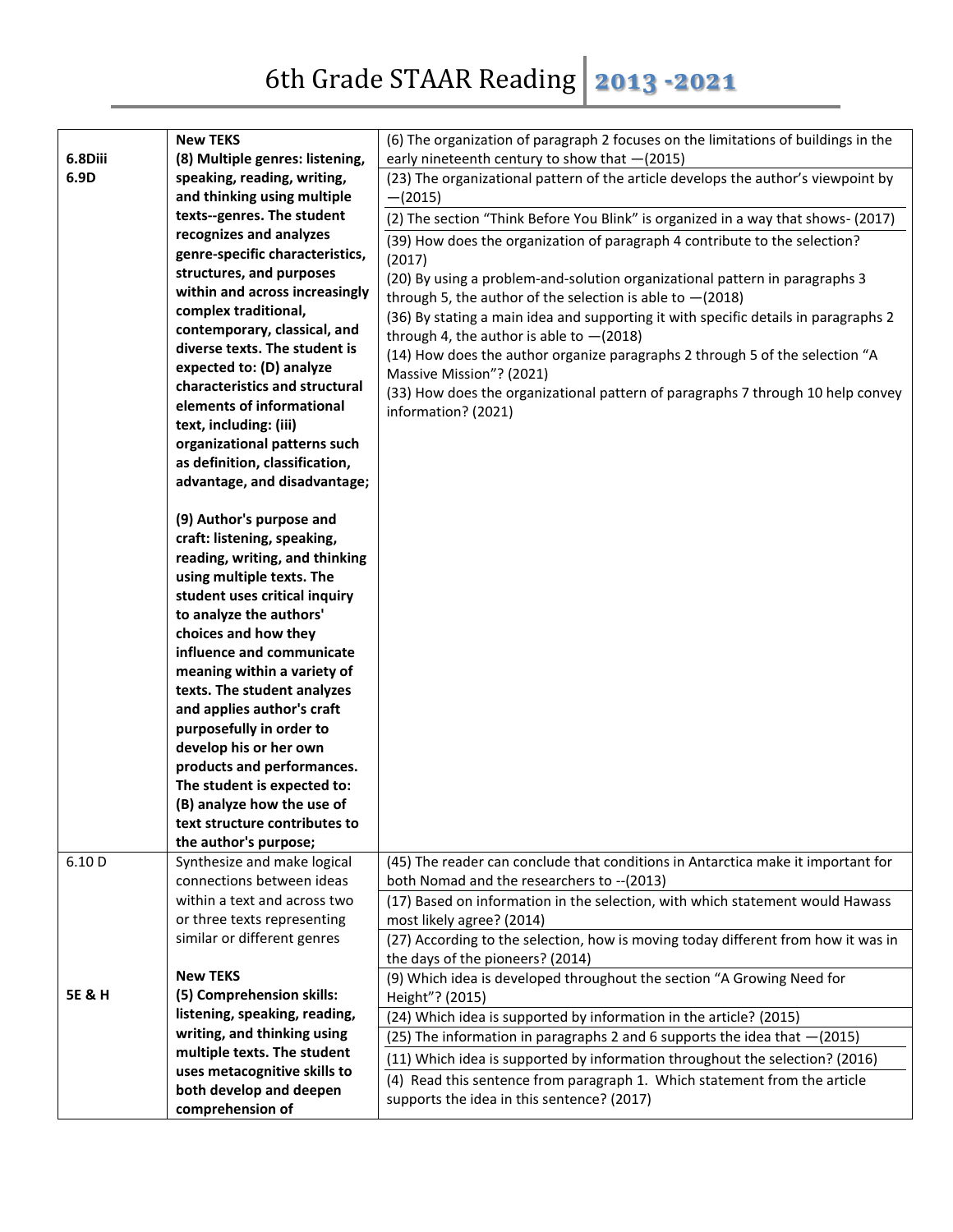# 6th Grade STAAR Reading 2013 -2021

| | | |
|---|---|---|
| **6.8Diii**<br>**6.9D** | **New TEKS**<br>**(8) Multiple genres: listening, speaking, reading, writing, and thinking using multiple texts--genres. The student recognizes and analyzes genre-specific characteristics, structures, and purposes within and across increasingly complex traditional, contemporary, classical, and diverse texts. The student is expected to: (D) analyze characteristics and structural elements of informational text, including: (iii) organizational patterns such as definition, classification, advantage, and disadvantage;**<br><br>**(9) Author's purpose and craft: listening, speaking, reading, writing, and thinking using multiple texts. The student uses critical inquiry to analyze the authors' choices and how they influence and communicate meaning within a variety of texts. The student analyzes and applies author's craft purposefully in order to develop his or her own products and performances. The student is expected to: (B) analyze how the use of text structure contributes to the author's purpose;** | (6) The organization of paragraph 2 focuses on the limitations of buildings in the early nineteenth century to show that —(2015)<br>(23) The organizational pattern of the article develops the author's viewpoint by —(2015)<br>(2) The section "Think Before You Blink" is organized in a way that shows- (2017)<br>(39) How does the organization of paragraph 4 contribute to the selection? (2017)<br>(20) By using a problem-and-solution organizational pattern in paragraphs 3 through 5, the author of the selection is able to —(2018)<br>(36) By stating a main idea and supporting it with specific details in paragraphs 2 through 4, the author is able to —(2018)<br>(14) How does the author organize paragraphs 2 through 5 of the selection "A Massive Mission"? (2021)<br>(33) How does the organizational pattern of paragraphs 7 through 10 help convey information? (2021) |
| 6.10 D<br><br><br><br><br><br>**5E & H** | Synthesize and make logical connections between ideas within a text and across two or three texts representing similar or different genres<br><br>**New TEKS**<br>**(5) Comprehension skills: listening, speaking, reading, writing, and thinking using multiple texts. The student uses metacognitive skills to both develop and deepen comprehension of** | (45) The reader can conclude that conditions in Antarctica make it important for both Nomad and the researchers to --(2013)<br>(17) Based on information in the selection, with which statement would Hawass most likely agree? (2014)<br>(27) According to the selection, how is moving today different from how it was in the days of the pioneers? (2014)<br>(9) Which idea is developed throughout the section "A Growing Need for Height"? (2015)<br>(24) Which idea is supported by information in the article? (2015)<br>(25) The information in paragraphs 2 and 6 supports the idea that —(2015)<br>(11) Which idea is supported by information throughout the selection? (2016)<br>(4) Read this sentence from paragraph 1. Which statement from the article supports the idea in this sentence? (2017) |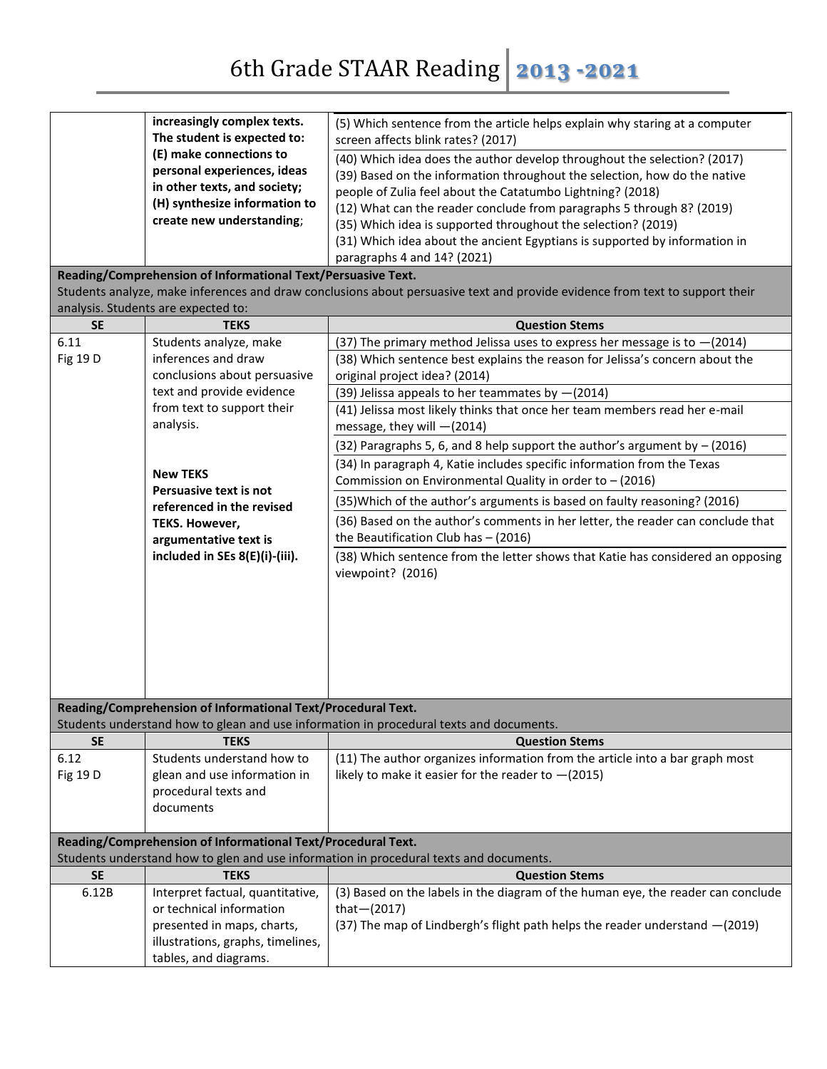| | | |
|---|---|---|
| | **increasingly complex texts. The student is expected to: (E) make connections to personal experiences, ideas in other texts, and society; (H) synthesize information to create new understanding**; | (5) Which sentence from the article helps explain why staring at a computer screen affects blink rates? (2017) |
| | | (40) Which idea does the author develop throughout the selection? (2017)<br>(39) Based on the information throughout the selection, how do the native people of Zulia feel about the Catatumbo Lightning? (2018)<br>(12) What can the reader conclude from paragraphs 5 through 8? (2019)<br>(35) Which idea is supported throughout the selection? (2019)<br>(31) Which idea about the ancient Egyptians is supported by information in paragraphs 4 and 14? (2021) |

**Reading/Comprehension of Informational Text/Persuasive Text.**
Students analyze, make inferences and draw conclusions about persuasive text and provide evidence from text to support their analysis. Students are expected to:

| SE | TEKS | Question Stems |
|---|---|---|
| 6.11<br>Fig 19 D | Students analyze, make inferences and draw conclusions about persuasive text and provide evidence from text to support their analysis.<br><br>**New TEKS**<br>**Persuasive text is not referenced in the revised TEKS. However, argumentative text is included in SEs 8(E)(i)-(iii).** | (37) The primary method Jelissa uses to express her message is to —(2014) |
| | | (38) Which sentence best explains the reason for Jelissa's concern about the original project idea? (2014) |
| | | (39) Jelissa appeals to her teammates by —(2014) |
| | | (41) Jelissa most likely thinks that once her team members read her e-mail message, they will —(2014) |
| | | (32) Paragraphs 5, 6, and 8 help support the author's argument by – (2016) |
| | | (34) In paragraph 4, Katie includes specific information from the Texas Commission on Environmental Quality in order to – (2016) |
| | | (35)Which of the author's arguments is based on faulty reasoning? (2016) |
| | | (36) Based on the author's comments in her letter, the reader can conclude that the Beautification Club has – (2016) |
| | | (38) Which sentence from the letter shows that Katie has considered an opposing viewpoint? (2016) |

**Reading/Comprehension of Informational Text/Procedural Text.**
Students understand how to glean and use information in procedural texts and documents.

| SE | TEKS | Question Stems |
|---|---|---|
| 6.12<br>Fig 19 D | Students understand how to glean and use information in procedural texts and documents | (11) The author organizes information from the article into a bar graph most likely to make it easier for the reader to —(2015) |

**Reading/Comprehension of Informational Text/Procedural Text.**
Students understand how to glen and use information in procedural texts and documents.

| SE | TEKS | Question Stems |
|---|---|---|
| 6.12B | Interpret factual, quantitative, or technical information presented in maps, charts, illustrations, graphs, timelines, tables, and diagrams. | (3) Based on the labels in the diagram of the human eye, the reader can conclude that—(2017)<br>(37) The map of Lindbergh's flight path helps the reader understand —(2019) |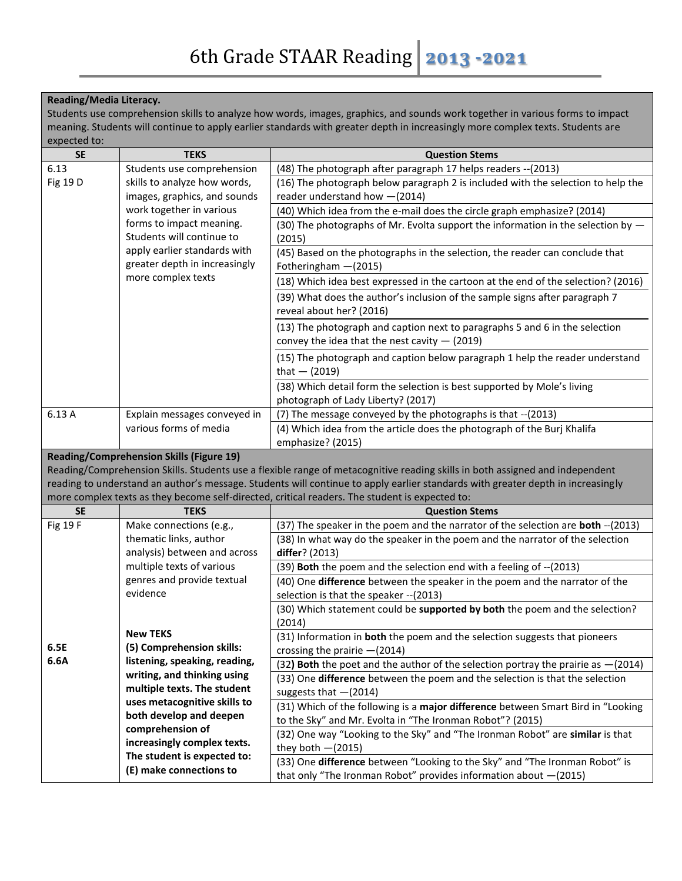# 6th Grade STAAR Reading 2013 -2021

| Reading/Media Literacy. Students use comprehension skills to analyze how words, images, graphics, and sounds work together in various forms to impact meaning. Students will continue to apply earlier standards with greater depth in increasingly more complex texts. Students are expected to: | | |
|---|---|---|
| **SE** | **TEKS** | **Question Stems** |
| 6.13<br>Fig 19 D | Students use comprehension skills to analyze how words, images, graphics, and sounds work together in various forms to impact meaning. Students will continue to apply earlier standards with greater depth in increasingly more complex texts | (48) The photograph after paragraph 17 helps readers --(2013) |
| | | (16) The photograph below paragraph 2 is included with the selection to help the reader understand how —(2014) |
| | | (40) Which idea from the e-mail does the circle graph emphasize? (2014) |
| | | (30) The photographs of Mr. Evolta support the information in the selection by —(2015) |
| | | (45) Based on the photographs in the selection, the reader can conclude that Fotheringham —(2015) |
| | | (18) Which idea best expressed in the cartoon at the end of the selection? (2016) |
| | | (39) What does the author's inclusion of the sample signs after paragraph 7 reveal about her? (2016) |
| | | (13) The photograph and caption next to paragraphs 5 and 6 in the selection convey the idea that the nest cavity — (2019) |
| | | (15) The photograph and caption below paragraph 1 help the reader understand that — (2019) |
| | | (38) Which detail form the selection is best supported by Mole's living photograph of Lady Liberty? (2017) |
| 6.13 A | Explain messages conveyed in various forms of media | (7) The message conveyed by the photographs is that --(2013) |
| | | (4) Which idea from the article does the photograph of the Burj Khalifa emphasize? (2015) |

| Reading/Comprehension Skills (Figure 19) Reading/Comprehension Skills. Students use a flexible range of metacognitive reading skills in both assigned and independent reading to understand an author's message. Students will continue to apply earlier standards with greater depth in increasingly more complex texts as they become self-directed, critical readers. The student is expected to: | | |
|---|---|---|
| **SE** | **TEKS** | **Question Stems** |
| Fig 19 F<br><br>**6.5E**<br>**6.6A** | Make connections (e.g., thematic links, author analysis) between and across multiple texts of various genres and provide textual evidence<br><br>**New TEKS**<br>**(5) Comprehension skills: listening, speaking, reading, writing, and thinking using multiple texts. The student uses metacognitive skills to both develop and deepen comprehension of increasingly complex texts. The student is expected to: (E) make connections to** | (37) The speaker in the poem and the narrator of the selection are **both** --(2013) |
| | | (38) In what way do the speaker in the poem and the narrator of the selection **differ**? (2013) |
| | | (39) **Both** the poem and the selection end with a feeling of --(2013) |
| | | (40) One **difference** between the speaker in the poem and the narrator of the selection is that the speaker --(2013) |
| | | (30) Which statement could be **supported by both** the poem and the selection? (2014) |
| | | (31) Information in **both** the poem and the selection suggests that pioneers crossing the prairie —(2014) |
| | | (32**) Both** the poet and the author of the selection portray the prairie as —(2014) |
| | | (33) One **difference** between the poem and the selection is that the selection suggests that —(2014) |
| | | (31) Which of the following is a **major difference** between Smart Bird in "Looking to the Sky" and Mr. Evolta in "The Ironman Robot"? (2015) |
| | | (32) One way "Looking to the Sky" and "The Ironman Robot" are **similar** is that they both —(2015) |
| | | (33) One **difference** between "Looking to the Sky" and "The Ironman Robot" is that only "The Ironman Robot" provides information about —(2015) |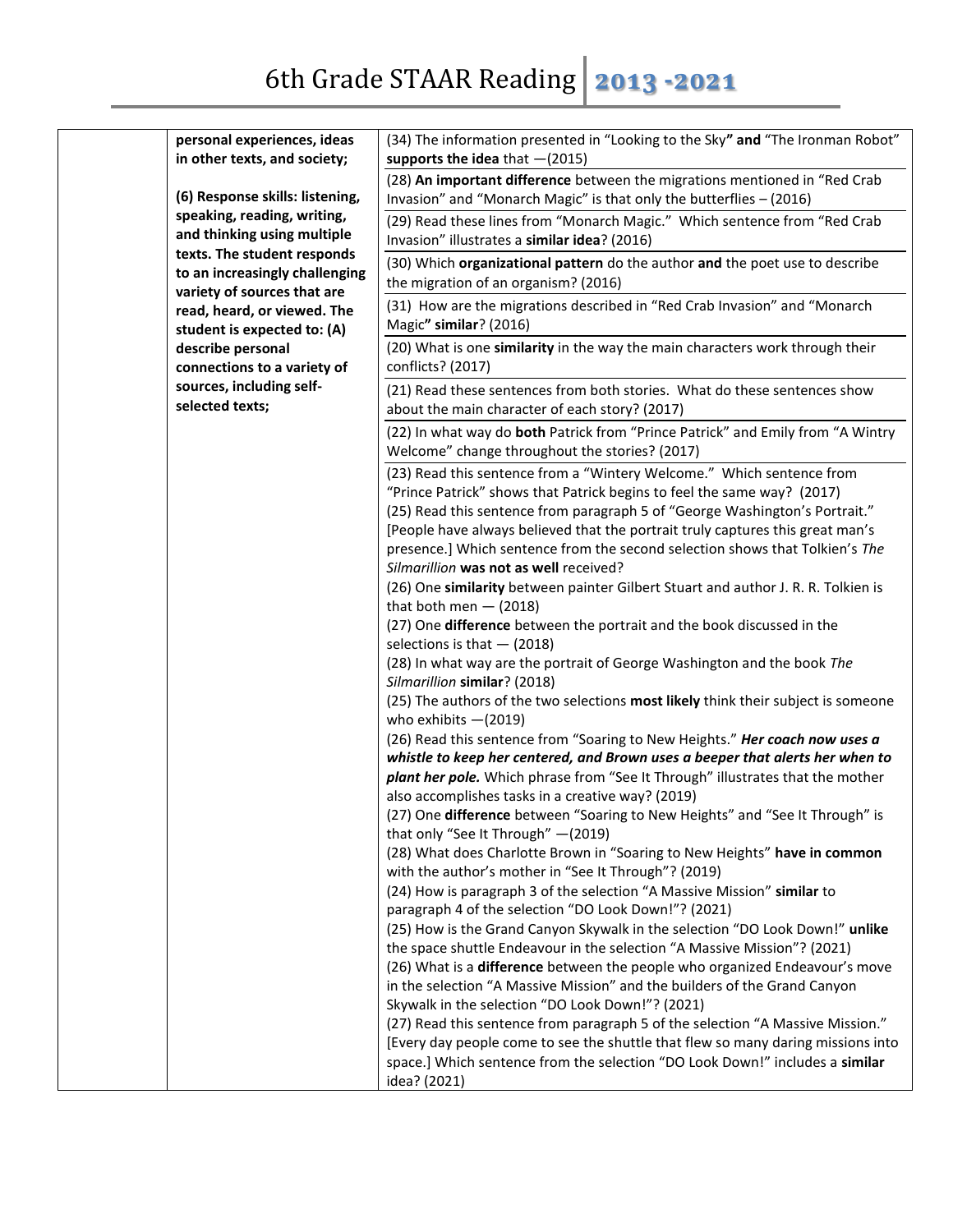| | | |
|---|---|---|
| | **personal experiences, ideas in other texts, and society;**<br><br>**(6) Response skills: listening, speaking, reading, writing, and thinking using multiple texts. The student responds to an increasingly challenging variety of sources that are read, heard, or viewed. The student is expected to: (A) describe personal connections to a variety of sources, including self-selected texts;** | (34) The information presented in "Looking to the Sky**" and** "The Ironman Robot" **supports the idea** that —(2015) |
| | | (28) **An important difference** between the migrations mentioned in "Red Crab Invasion" and "Monarch Magic" is that only the butterflies – (2016) |
| | | (29) Read these lines from "Monarch Magic." Which sentence from "Red Crab Invasion" illustrates a **similar idea**? (2016) |
| | | (30) Which **organizational pattern** do the author **and** the poet use to describe the migration of an organism? (2016) |
| | | (31) How are the migrations described in "Red Crab Invasion" and "Monarch Magic**" similar**? (2016) |
| | | (20) What is one **similarity** in the way the main characters work through their conflicts? (2017) |
| | | (21) Read these sentences from both stories. What do these sentences show about the main character of each story? (2017) |
| | | (22) In what way do **both** Patrick from "Prince Patrick" and Emily from "A Wintry Welcome" change throughout the stories? (2017) |
| | | (23) Read this sentence from a "Wintery Welcome." Which sentence from "Prince Patrick" shows that Patrick begins to feel the same way? (2017)<br>(25) Read this sentence from paragraph 5 of "George Washington's Portrait." [People have always believed that the portrait truly captures this great man's presence.] Which sentence from the second selection shows that Tolkien's *The Silmarillion* **was not as well** received?<br>(26) One **similarity** between painter Gilbert Stuart and author J. R. R. Tolkien is that both men — (2018)<br>(27) One **difference** between the portrait and the book discussed in the selections is that — (2018)<br>(28) In what way are the portrait of George Washington and the book *The Silmarillion* **similar**? (2018)<br>(25) The authors of the two selections **most likely** think their subject is someone who exhibits —(2019)<br>(26) Read this sentence from "Soaring to New Heights." ***Her coach now uses a whistle to keep her centered, and Brown uses a beeper that alerts her when to plant her pole.*** Which phrase from "See It Through" illustrates that the mother also accomplishes tasks in a creative way? (2019)<br>(27) One **difference** between "Soaring to New Heights" and "See It Through" is that only "See It Through" —(2019)<br>(28) What does Charlotte Brown in "Soaring to New Heights" **have in common** with the author's mother in "See It Through"? (2019)<br>(24) How is paragraph 3 of the selection "A Massive Mission" **similar** to paragraph 4 of the selection "DO Look Down!"? (2021)<br>(25) How is the Grand Canyon Skywalk in the selection "DO Look Down!" **unlike** the space shuttle Endeavour in the selection "A Massive Mission"? (2021)<br>(26) What is a **difference** between the people who organized Endeavour's move in the selection "A Massive Mission" and the builders of the Grand Canyon Skywalk in the selection "DO Look Down!"? (2021)<br>(27) Read this sentence from paragraph 5 of the selection "A Massive Mission." [Every day people come to see the shuttle that flew so many daring missions into space.] Which sentence from the selection "DO Look Down!" includes a **similar** idea? (2021) |